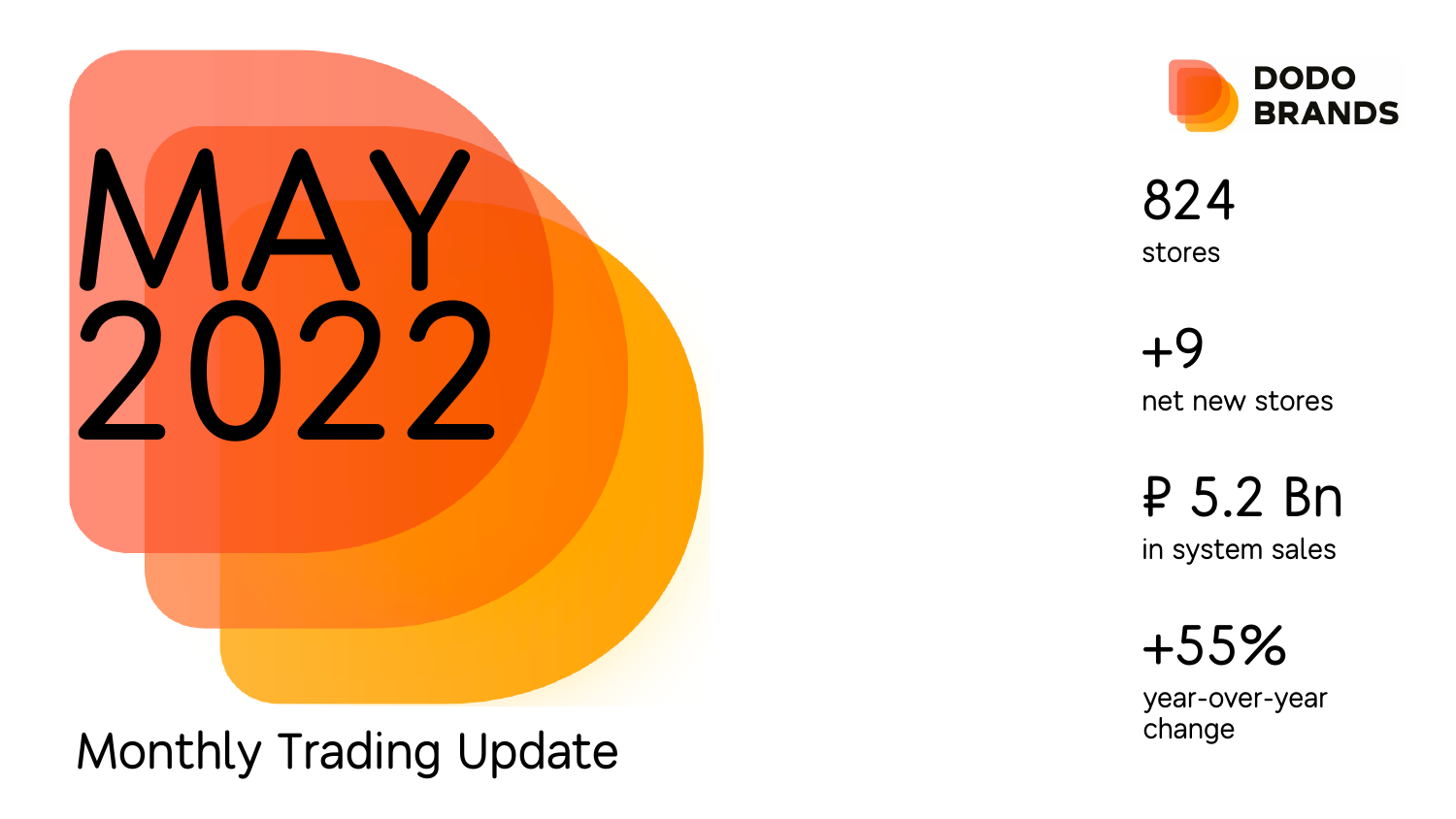# MAY 2022

## Monthly Trading Update

DODO BRANDS

**824**
stores

**+9**
net new stores

**₽ 5.2 Bn**
in system sales

**+55%**
year-over-year change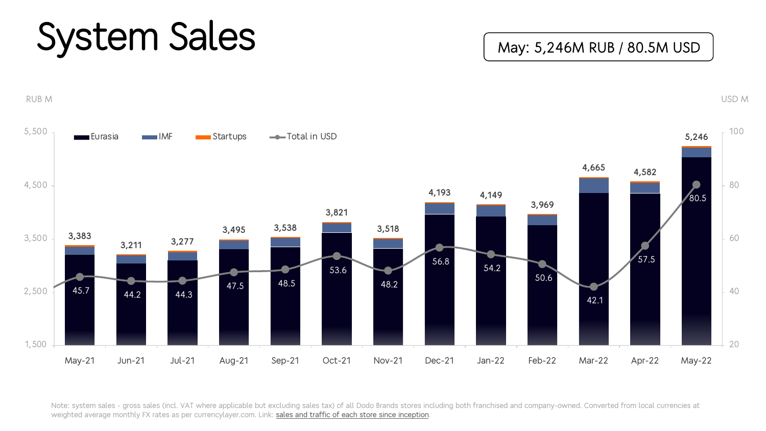# System Sales

May: 5,246M RUB / 80.5M USD

| Month | Total (RUB M) | Total in USD (USD M) |
|---|---|---|
| May-21 | 3,383 | 45.7 |
| Jun-21 | 3,211 | 44.2 |
| Jul-21 | 3,277 | 44.3 |
| Aug-21 | 3,495 | 47.5 |
| Sep-21 | 3,538 | 48.5 |
| Oct-21 | 3,821 | 53.6 |
| Nov-21 | 3,518 | 48.2 |
| Dec-21 | 4,193 | 56.8 |
| Jan-22 | 4,149 | 54.2 |
| Feb-22 | 3,969 | 50.6 |
| Mar-22 | 4,665 | 42.1 |
| Apr-22 | 4,582 | 57.5 |
| May-22 | 5,246 | 80.5 |

Legend: Eurasia, IMF, Startups, Total in USD

Note: system sales - gross sales (incl. VAT where applicable but excluding sales tax) of all Dodo Brands stores including both franchised and company-owned. Converted from local currencies at weighted average monthly FX rates as per currencylayer.com. Link: sales and traffic of each store since inception.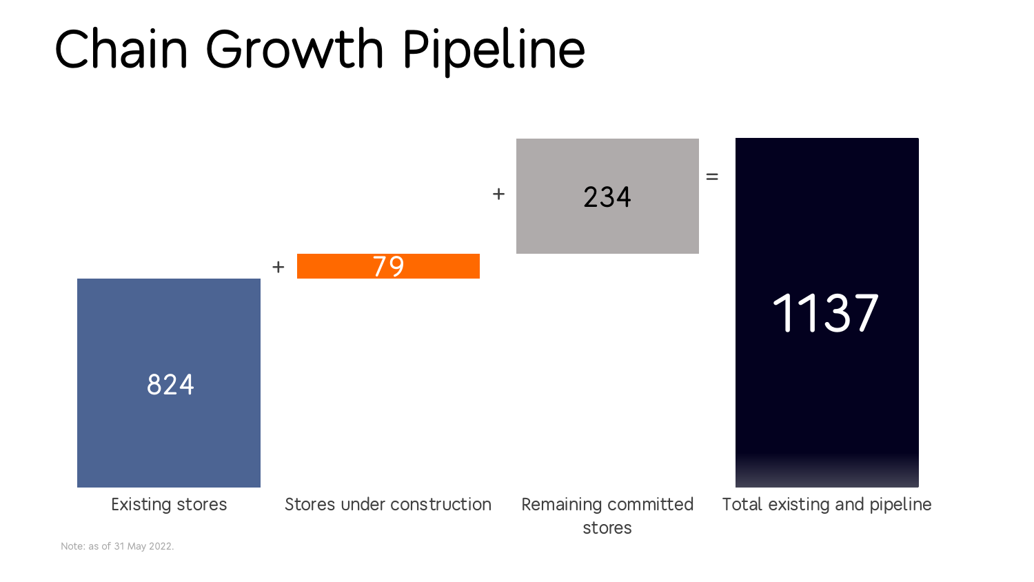# Chain Growth Pipeline

| Existing stores | + Stores under construction | + Remaining committed stores | = Total existing and pipeline |
|---|---|---|---|
| 824 | 79 | 234 | 1137 |

Note: as of 31 May 2022.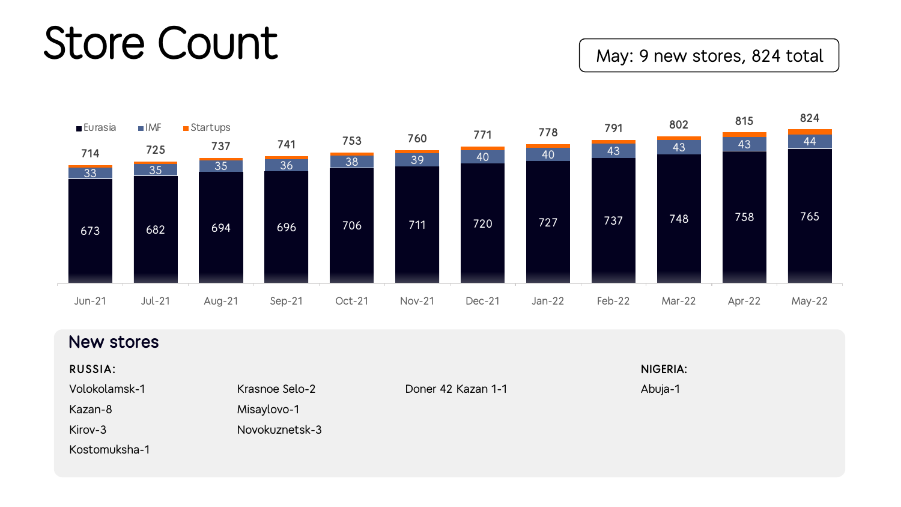# Store Count

May: 9 new stores, 824 total

| | Jun-21 | Jul-21 | Aug-21 | Sep-21 | Oct-21 | Nov-21 | Dec-21 | Jan-22 | Feb-22 | Mar-22 | Apr-22 | May-22 |
|---|---|---|---|---|---|---|---|---|---|---|---|---|
| Eurasia | 673 | 682 | 694 | 696 | 706 | 711 | 720 | 727 | 737 | 748 | 758 | 765 |
| IMF | 33 | 35 | 35 | 36 | 38 | 39 | 40 | 40 | 43 | 43 | 43 | 44 |
| Startups | | | | | | | | | | | | |
| Total | 714 | 725 | 737 | 741 | 753 | 760 | 771 | 778 | 791 | 802 | 815 | 824 |

## New stores

**RUSSIA:**

- Volokolamsk-1
- Kazan-8
- Kirov-3
- Kostomuksha-1
- Krasnoe Selo-2
- Misaylovo-1
- Novokuznetsk-3
- Doner 42 Kazan 1-1

**NIGERIA:**

- Abuja-1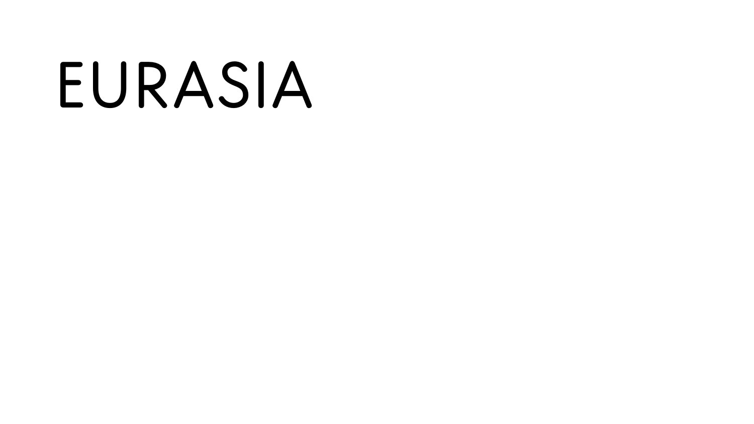# EURASIA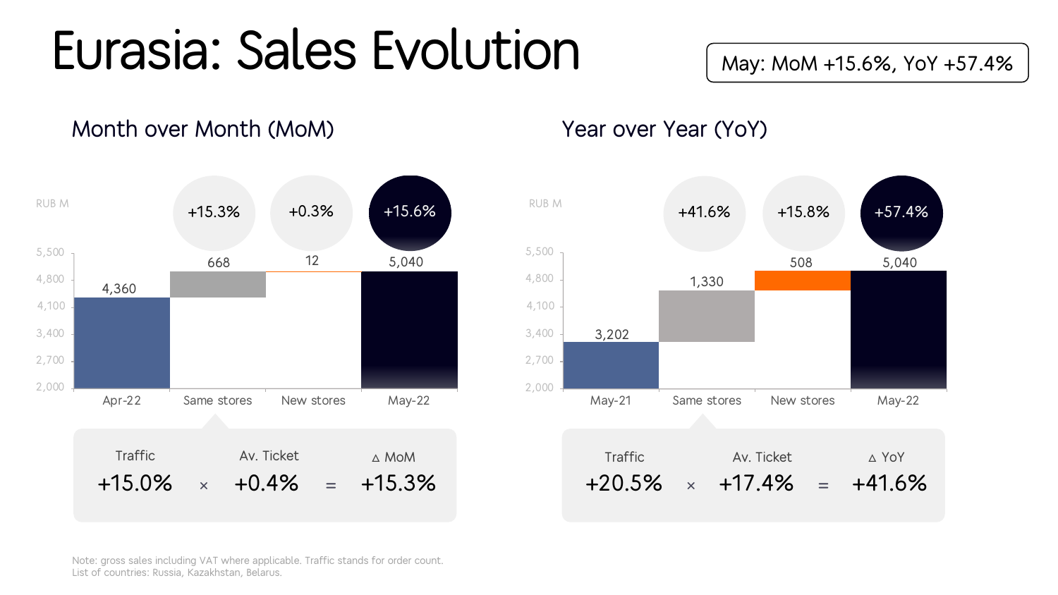# Eurasia: Sales Evolution

May: MoM +15.6%, YoY +57.4%

## Month over Month (MoM)

RUB M

| | Apr-22 | Same stores | New stores | May-22 |
|---|---|---|---|---|
| Value | 4,360 | 668 | 12 | 5,040 |
| Change | | +15.3% | +0.3% | +15.6% |

| Traffic | | Av. Ticket | | △ MoM |
|---|---|---|---|---|
| +15.0% | × | +0.4% | = | +15.3% |

## Year over Year (YoY)

RUB M

| | May-21 | Same stores | New stores | May-22 |
|---|---|---|---|---|
| Value | 3,202 | 1,330 | 508 | 5,040 |
| Change | | +41.6% | +15.8% | +57.4% |

| Traffic | | Av. Ticket | | △ YoY |
|---|---|---|---|---|
| +20.5% | × | +17.4% | = | +41.6% |

Note: gross sales including VAT where applicable. Traffic stands for order count.
List of countries: Russia, Kazakhstan, Belarus.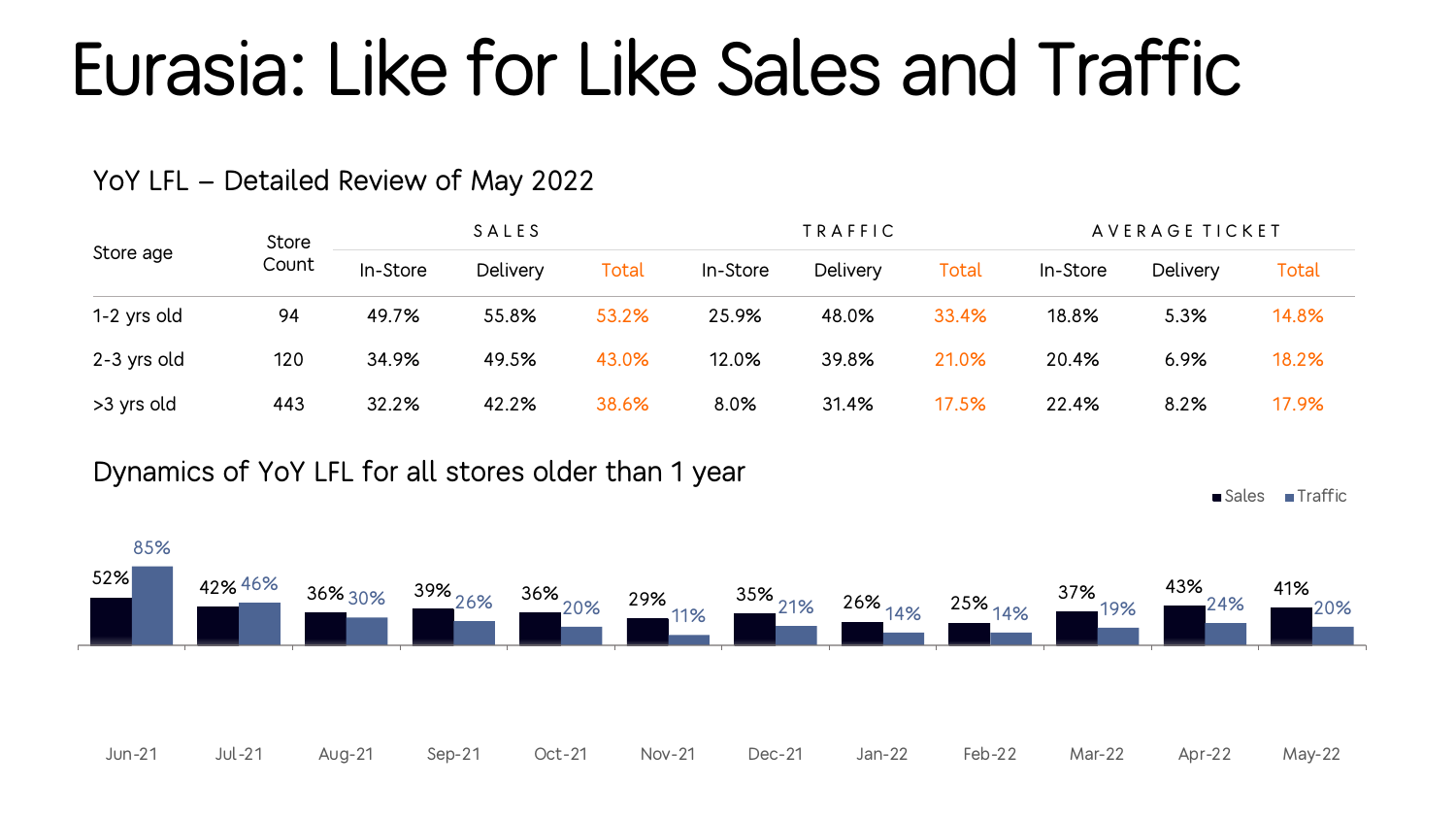# Eurasia: Like for Like Sales and Traffic

## YoY LFL – Detailed Review of May 2022

| Store age | Store Count | SALES | | | TRAFFIC | | | AVERAGE TICKET | | |
|---|---|---|---|---|---|---|---|---|---|---|
| | | In-Store | Delivery | Total | In-Store | Delivery | Total | In-Store | Delivery | Total |
| 1-2 yrs old | 94 | 49.7% | 55.8% | 53.2% | 25.9% | 48.0% | 33.4% | 18.8% | 5.3% | 14.8% |
| 2-3 yrs old | 120 | 34.9% | 49.5% | 43.0% | 12.0% | 39.8% | 21.0% | 20.4% | 6.9% | 18.2% |
| >3 yrs old | 443 | 32.2% | 42.2% | 38.6% | 8.0% | 31.4% | 17.5% | 22.4% | 8.2% | 17.9% |

## Dynamics of YoY LFL for all stores older than 1 year

| | Jun-21 | Jul-21 | Aug-21 | Sep-21 | Oct-21 | Nov-21 | Dec-21 | Jan-22 | Feb-22 | Mar-22 | Apr-22 | May-22 |
|---|---|---|---|---|---|---|---|---|---|---|---|---|
| Sales | 52% | 42% | 36% | 39% | 36% | 29% | 35% | 26% | 25% | 37% | 43% | 41% |
| Traffic | 85% | 46% | 30% | 26% | 20% | 11% | 21% | 14% | 14% | 19% | 24% | 20% |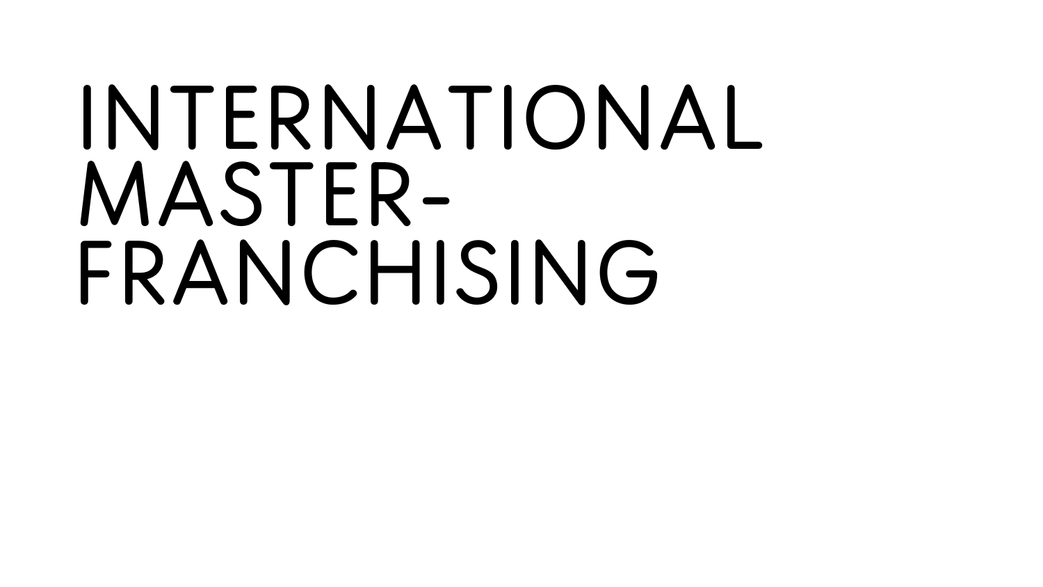# INTERNATIONAL MASTER-FRANCHISING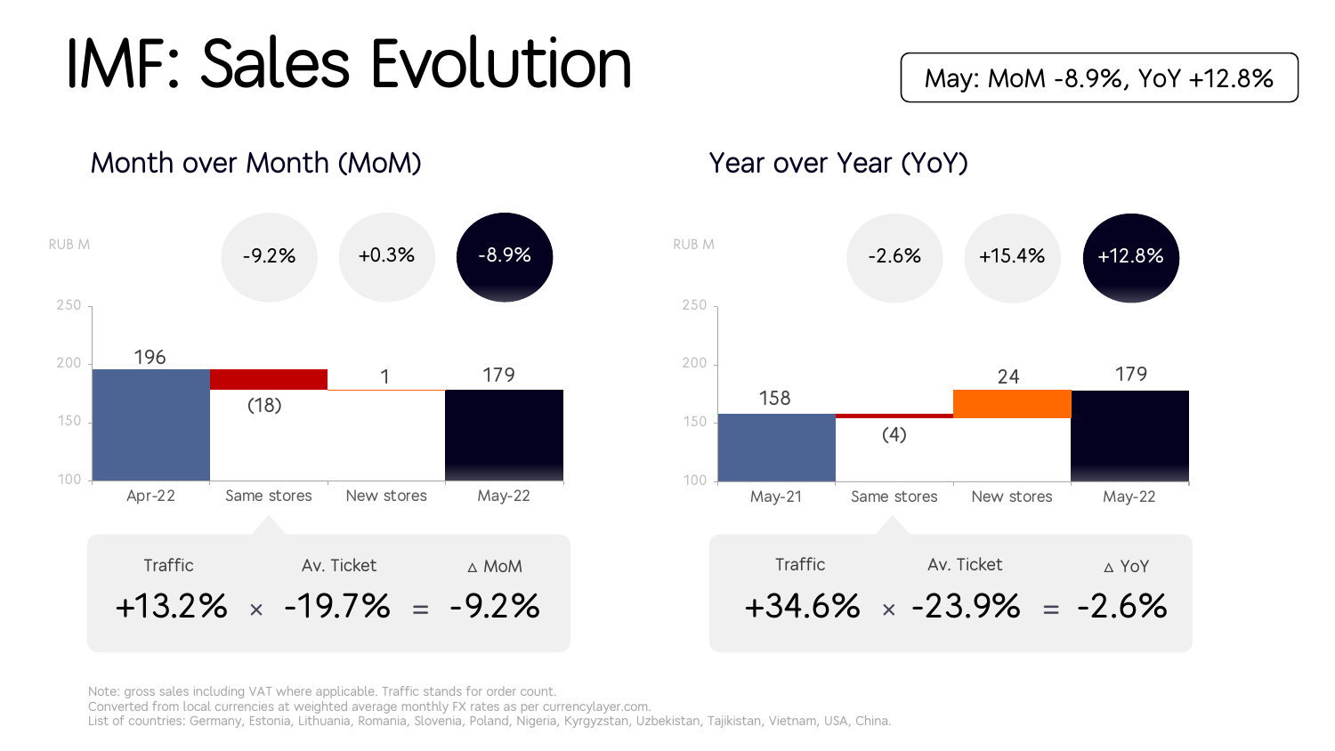# IMF: Sales Evolution

May: MoM -8.9%, YoY +12.8%

## Month over Month (MoM)

RUB M

| | Apr-22 | Same stores | New stores | May-22 |
|---|---|---|---|---|
| Value | 196 | (18) | 1 | 179 |
| Change | | -9.2% | +0.3% | -8.9% |

| Traffic | | Av. Ticket | | Δ MoM |
|---|---|---|---|---|
| +13.2% | × | -19.7% | = | -9.2% |

## Year over Year (YoY)

RUB M

| | May-21 | Same stores | New stores | May-22 |
|---|---|---|---|---|
| Value | 158 | (4) | 24 | 179 |
| Change | | -2.6% | +15.4% | +12.8% |

| Traffic | | Av. Ticket | | Δ YoY |
|---|---|---|---|---|
| +34.6% | × | -23.9% | = | -2.6% |

Note: gross sales including VAT where applicable. Traffic stands for order count.
Converted from local currencies at weighted average monthly FX rates as per currencylayer.com.
List of countries: Germany, Estonia, Lithuania, Romania, Slovenia, Poland, Nigeria, Kyrgyzstan, Uzbekistan, Tajikistan, Vietnam, USA, China.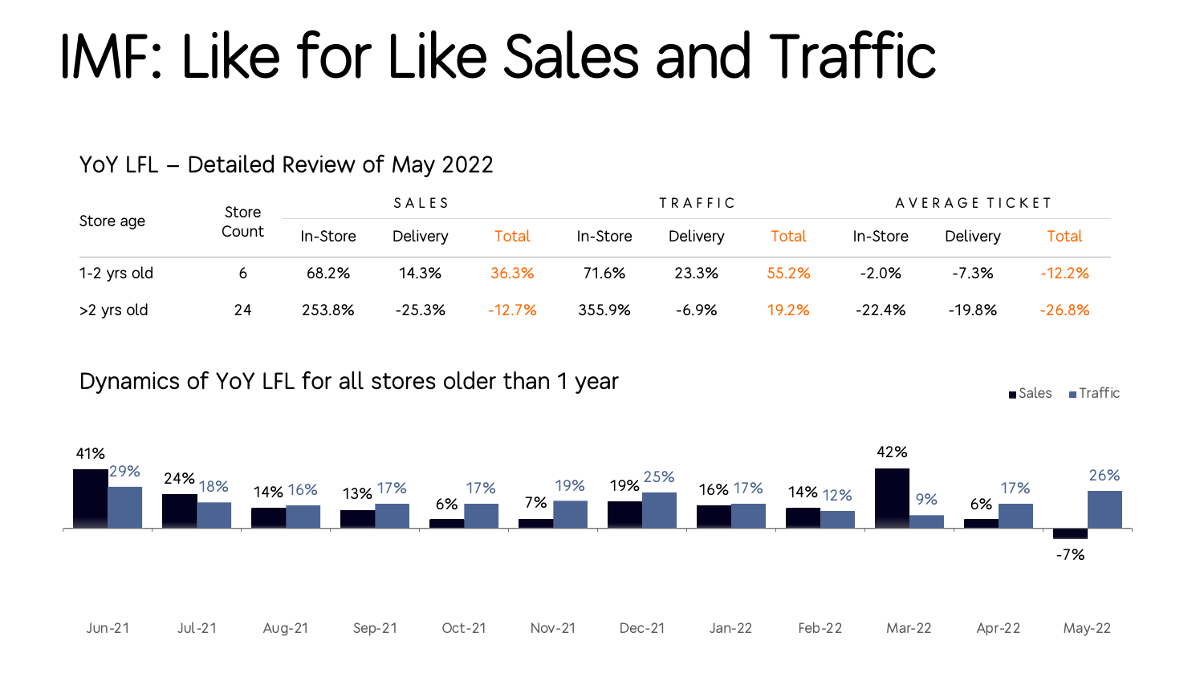# IMF: Like for Like Sales and Traffic

## YoY LFL – Detailed Review of May 2022

| Store age | Store Count | SALES | | | TRAFFIC | | | AVERAGE TICKET | | |
|---|---|---|---|---|---|---|---|---|---|---|
| | | In-Store | Delivery | Total | In-Store | Delivery | Total | In-Store | Delivery | Total |
| 1-2 yrs old | 6 | 68.2% | 14.3% | 36.3% | 71.6% | 23.3% | 55.2% | -2.0% | -7.3% | -12.2% |
| >2 yrs old | 24 | 253.8% | -25.3% | -12.7% | 355.9% | -6.9% | 19.2% | -22.4% | -19.8% | -26.8% |

## Dynamics of YoY LFL for all stores older than 1 year

| Month | Sales | Traffic |
|---|---|---|
| Jun-21 | 41% | 29% |
| Jul-21 | 24% | 18% |
| Aug-21 | 14% | 16% |
| Sep-21 | 13% | 17% |
| Oct-21 | 6% | 17% |
| Nov-21 | 7% | 19% |
| Dec-21 | 19% | 25% |
| Jan-22 | 16% | 17% |
| Feb-22 | 14% | 12% |
| Mar-22 | 42% | 9% |
| Apr-22 | 6% | 17% |
| May-22 | -7% | 26% |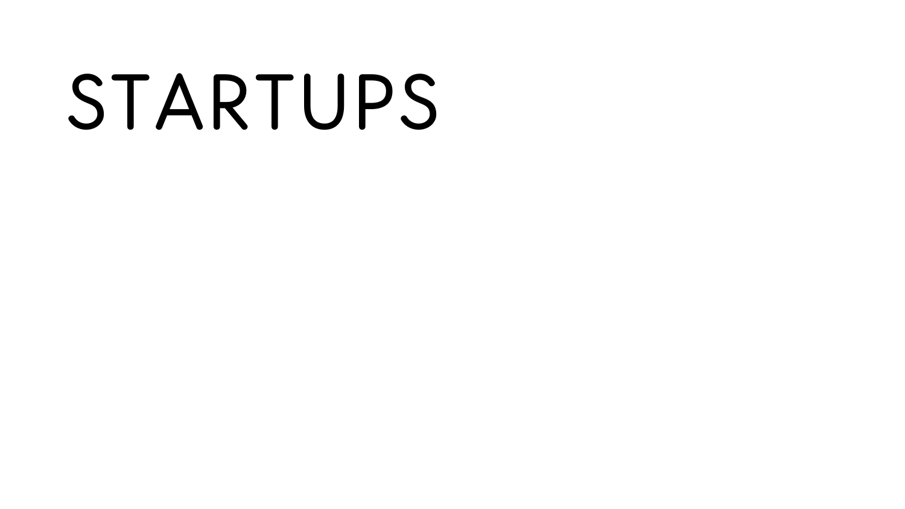# STARTUPS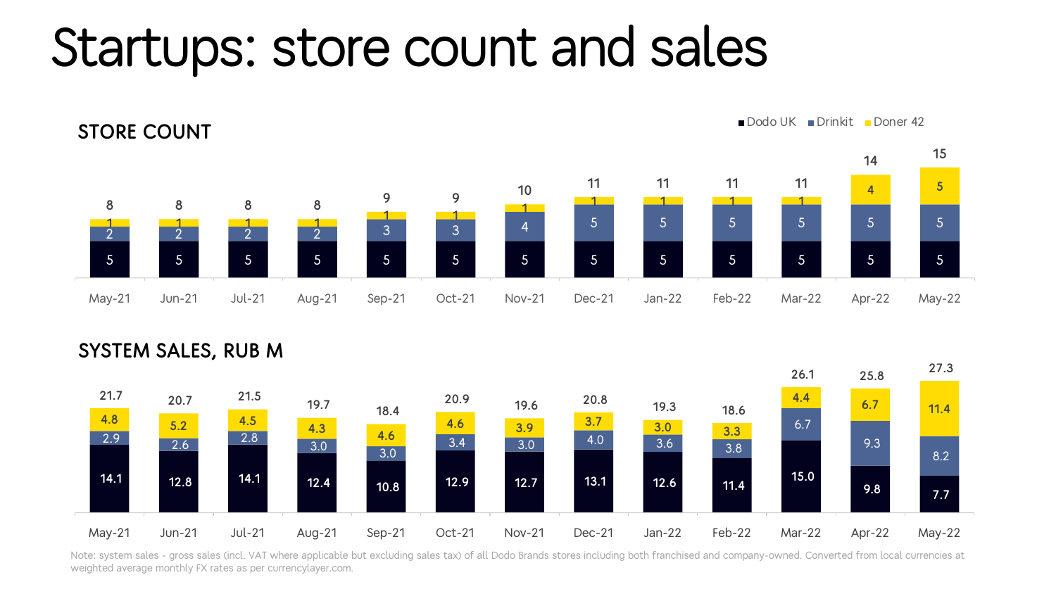# Startups: store count and sales

## STORE COUNT

Dodo UK   Drinkit   Doner 42

8 8 8 8 9 9 10 11 11 11 11 14 15

1 1 1 1 1 1 1 1 1 1 1 4 5

2 2 2 2 3 3 4 5 5 5 5 5 5

5 5 5 5 5 5 5 5 5 5 5 5 5

May-21 Jun-21 Jul-21 Aug-21 Sep-21 Oct-21 Nov-21 Dec-21 Jan-22 Feb-22 Mar-22 Apr-22 May-22

## SYSTEM SALES, RUB M

21.7 20.7 21.5 19.7 18.4 20.9 19.6 20.8 19.3 18.6 26.1 25.8 27.3

4.8 5.2 4.5 4.3 4.6 4.6 3.9 3.7 3.0 3.3 4.4 6.7 11.4

2.9 2.6 2.8 3.0 3.0 3.4 3.0 4.0 3.6 3.8 6.7 9.3 8.2

14.1 12.8 14.1 12.4 10.8 12.9 12.7 13.1 12.6 11.4 15.0 9.8 7.7

May-21 Jun-21 Jul-21 Aug-21 Sep-21 Oct-21 Nov-21 Dec-21 Jan-22 Feb-22 Mar-22 Apr-22 May-22

Note: system sales - gross sales (incl. VAT where applicable but excluding sales tax) of all Dodo Brands stores including both franchised and company-owned. Converted from local currencies at weighted average monthly FX rates as per currencylayer.com.